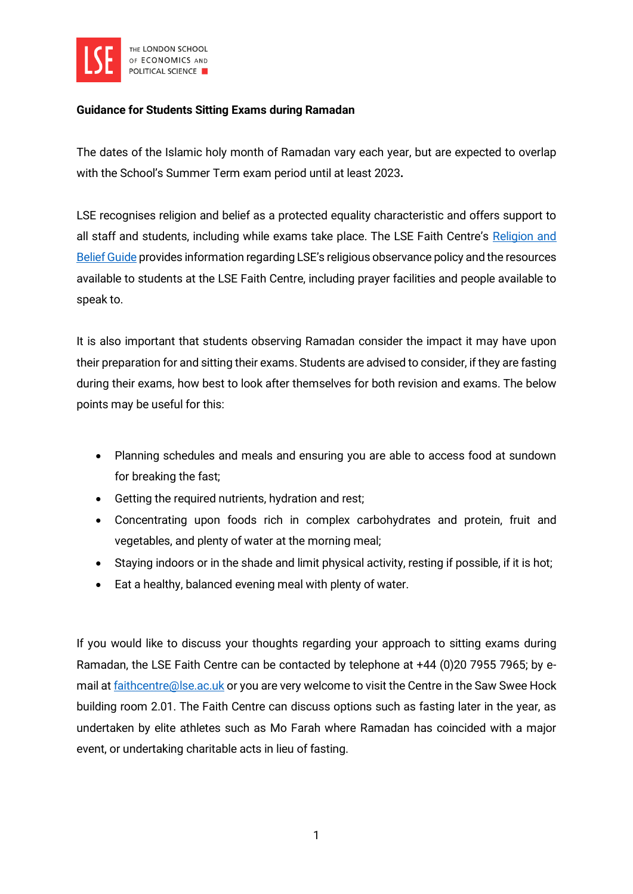**Guidance for Students Sitting Exams during Ramadan**

The dates of the Islamic holy month of Ramadan vary each year, but are expected to overlap with the School's Summer Term exam period until at least 2023**.**

LSE recognises religion and belief as a protected equality characteristic and offers support to all staff and students, including while exams take place. The LSE Faith Centre's [Religion and Belief Guide]() provides information regarding LSE's religious observance policy and the resources available to students at the LSE Faith Centre, including prayer facilities and people available to speak to.

It is also important that students observing Ramadan consider the impact it may have upon their preparation for and sitting their exams. Students are advised to consider, if they are fasting during their exams, how best to look after themselves for both revision and exams. The below points may be useful for this:

- Planning schedules and meals and ensuring you are able to access food at sundown for breaking the fast;
- Getting the required nutrients, hydration and rest;
- Concentrating upon foods rich in complex carbohydrates and protein, fruit and vegetables, and plenty of water at the morning meal;
- Staying indoors or in the shade and limit physical activity, resting if possible, if it is hot;
- Eat a healthy, balanced evening meal with plenty of water.

If you would like to discuss your thoughts regarding your approach to sitting exams during Ramadan, the LSE Faith Centre can be contacted by telephone at +44 (0)20 7955 7965; by e-mail at [faithcentre@lse.ac.uk](mailto:faithcentre@lse.ac.uk) or you are very welcome to visit the Centre in the Saw Swee Hock building room 2.01. The Faith Centre can discuss options such as fasting later in the year, as undertaken by elite athletes such as Mo Farah where Ramadan has coincided with a major event, or undertaking charitable acts in lieu of fasting.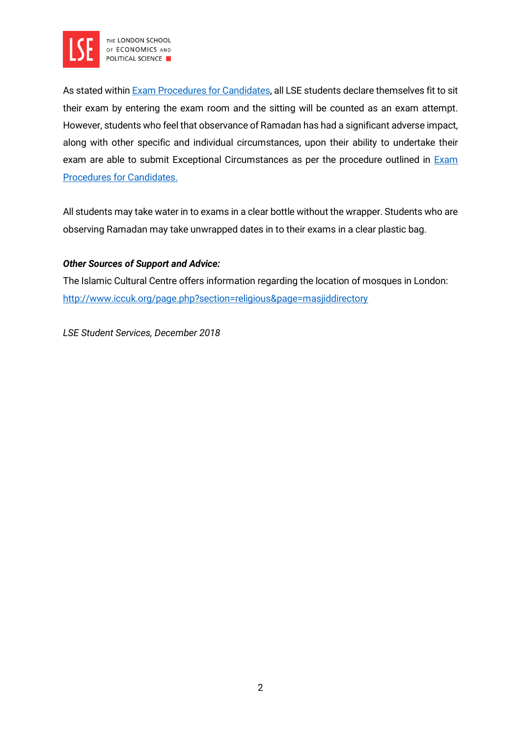As stated within [Exam Procedures for Candidates](), all LSE students declare themselves fit to sit their exam by entering the exam room and the sitting will be counted as an exam attempt. However, students who feel that observance of Ramadan has had a significant adverse impact, along with other specific and individual circumstances, upon their ability to undertake their exam are able to submit Exceptional Circumstances as per the procedure outlined in [Exam Procedures for Candidates.]()

All students may take water in to exams in a clear bottle without the wrapper. Students who are observing Ramadan may take unwrapped dates in to their exams in a clear plastic bag.

***Other Sources of Support and Advice:***

The Islamic Cultural Centre offers information regarding the location of mosques in London: http://www.iccuk.org/page.php?section=religious&page=masjiddirectory

*LSE Student Services, December 2018*